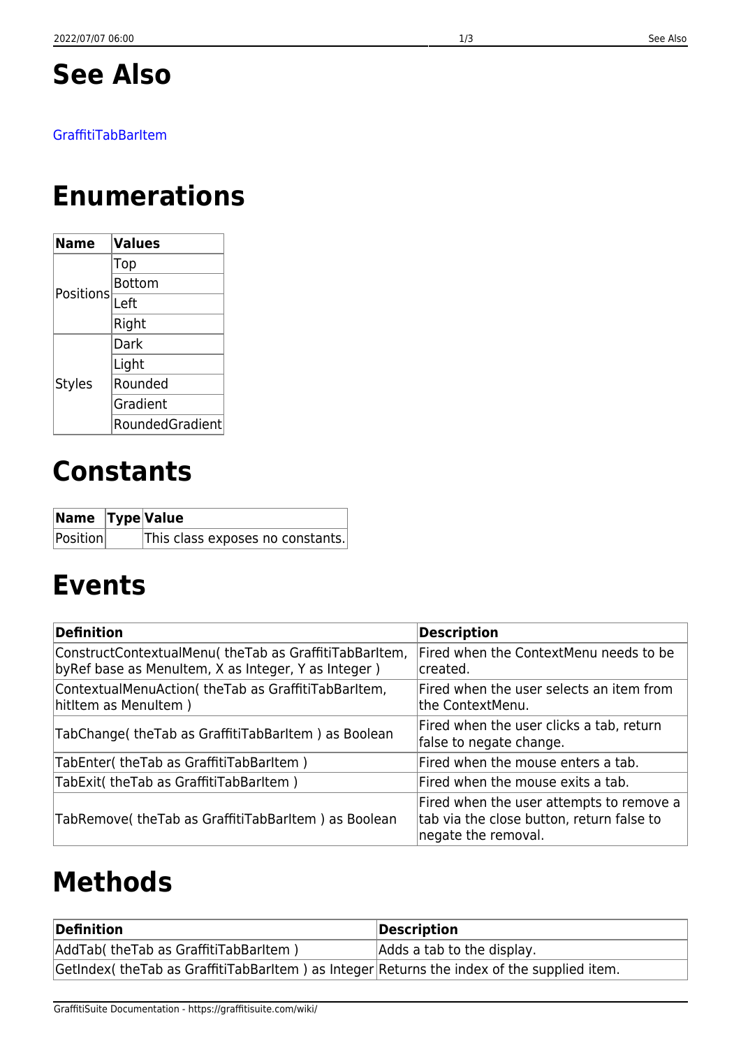# See Also

GraffitiTabBarItem

# Enumerations

| Name | Values |
|---|---|
| Positions | Top |
| | Bottom |
| | Left |
| | Right |
| Styles | Dark |
| | Light |
| | Rounded |
| | Gradient |
| | RoundedGradient |

# Constants

| Name | Type | Value |
|---|---|---|
| Position | | This class exposes no constants. |

# Events

| Definition | Description |
|---|---|
| ConstructContextualMenu( theTab as GraffitiTabBarItem, byRef base as MenuItem, X as Integer, Y as Integer ) | Fired when the ContextMenu needs to be created. |
| ContextualMenuAction( theTab as GraffitiTabBarItem, hitItem as MenuItem ) | Fired when the user selects an item from the ContextMenu. |
| TabChange( theTab as GraffitiTabBarItem ) as Boolean | Fired when the user clicks a tab, return false to negate change. |
| TabEnter( theTab as GraffitiTabBarItem ) | Fired when the mouse enters a tab. |
| TabExit( theTab as GraffitiTabBarItem ) | Fired when the mouse exits a tab. |
| TabRemove( theTab as GraffitiTabBarItem ) as Boolean | Fired when the user attempts to remove a tab via the close button, return false to negate the removal. |

# Methods

| Definition | Description |
|---|---|
| AddTab( theTab as GraffitiTabBarItem ) | Adds a tab to the display. |
| GetIndex( theTab as GraffitiTabBarItem ) as Integer | Returns the index of the supplied item. |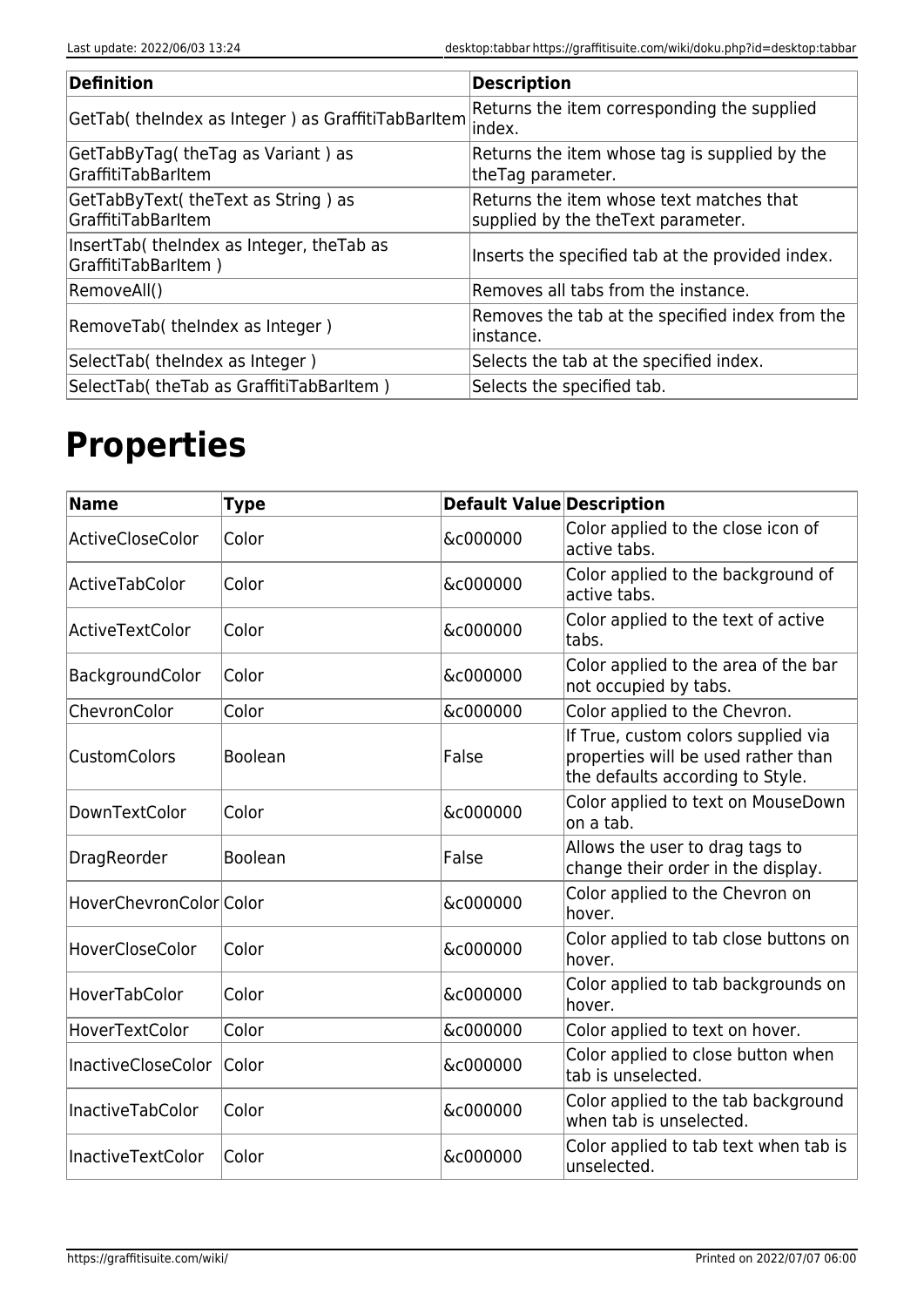| Definition | Description |
| --- | --- |
| GetTab( theIndex as Integer ) as GraffitiTabBarItem | Returns the item corresponding the supplied index. |
| GetTabByTag( theTag as Variant ) as GraffitiTabBarItem | Returns the item whose tag is supplied by the theTag parameter. |
| GetTabByText( theText as String ) as GraffitiTabBarItem | Returns the item whose text matches that supplied by the theText parameter. |
| InsertTab( theIndex as Integer, theTab as GraffitiTabBarItem ) | Inserts the specified tab at the provided index. |
| RemoveAll() | Removes all tabs from the instance. |
| RemoveTab( theIndex as Integer ) | Removes the tab at the specified index from the instance. |
| SelectTab( theIndex as Integer ) | Selects the tab at the specified index. |
| SelectTab( theTab as GraffitiTabBarItem ) | Selects the specified tab. |

# Properties

| Name | Type | Default Value | Description |
| --- | --- | --- | --- |
| ActiveCloseColor | Color | &c000000 | Color applied to the close icon of active tabs. |
| ActiveTabColor | Color | &c000000 | Color applied to the background of active tabs. |
| ActiveTextColor | Color | &c000000 | Color applied to the text of active tabs. |
| BackgroundColor | Color | &c000000 | Color applied to the area of the bar not occupied by tabs. |
| ChevronColor | Color | &c000000 | Color applied to the Chevron. |
| CustomColors | Boolean | False | If True, custom colors supplied via properties will be used rather than the defaults according to Style. |
| DownTextColor | Color | &c000000 | Color applied to text on MouseDown on a tab. |
| DragReorder | Boolean | False | Allows the user to drag tags to change their order in the display. |
| HoverChevronColor | Color | &c000000 | Color applied to the Chevron on hover. |
| HoverCloseColor | Color | &c000000 | Color applied to tab close buttons on hover. |
| HoverTabColor | Color | &c000000 | Color applied to tab backgrounds on hover. |
| HoverTextColor | Color | &c000000 | Color applied to text on hover. |
| InactiveCloseColor | Color | &c000000 | Color applied to close button when tab is unselected. |
| InactiveTabColor | Color | &c000000 | Color applied to the tab background when tab is unselected. |
| InactiveTextColor | Color | &c000000 | Color applied to tab text when tab is unselected. |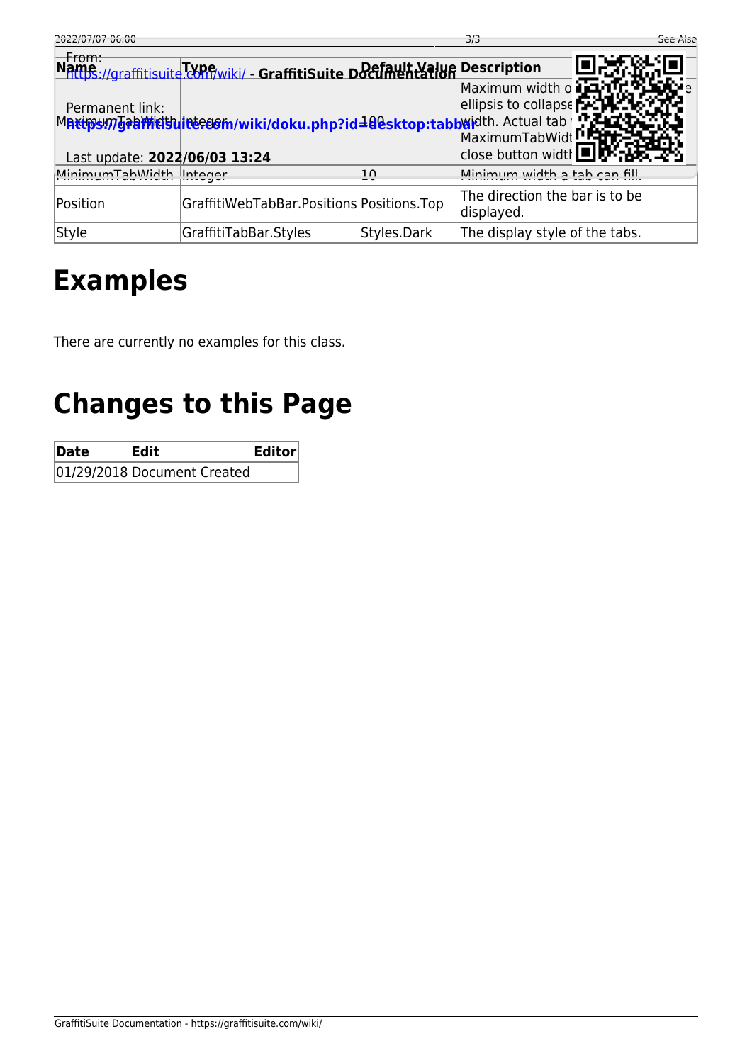| Name | Type | Default Value | Description |
|---|---|---|---|
| MaximumTabWidth | Integer | 100 | Maximum width o... ellipsis to collapse... width. Actual tab ... MaximumTabWidt... close button widt... |
| MinimumTabWidth | Integer | 10 | Minimum width a tab can fill. |
| Position | GraffitiWebTabBar.Positions | Positions.Top | The direction the bar is to be displayed. |
| Style | GraffitiTabBar.Styles | Styles.Dark | The display style of the tabs. |

# Examples

There are currently no examples for this class.

# Changes to this Page

| Date | Edit | Editor |
|---|---|---|
| 01/29/2018 | Document Created | |

From:
https://graffitisuite.com/wiki/ - **GraffitiSuite Documentation**

Permanent link:
**https://graffitisuite.com/wiki/doku.php?id=desktop:tabbar**

Last update: **2022/06/03 13:24**